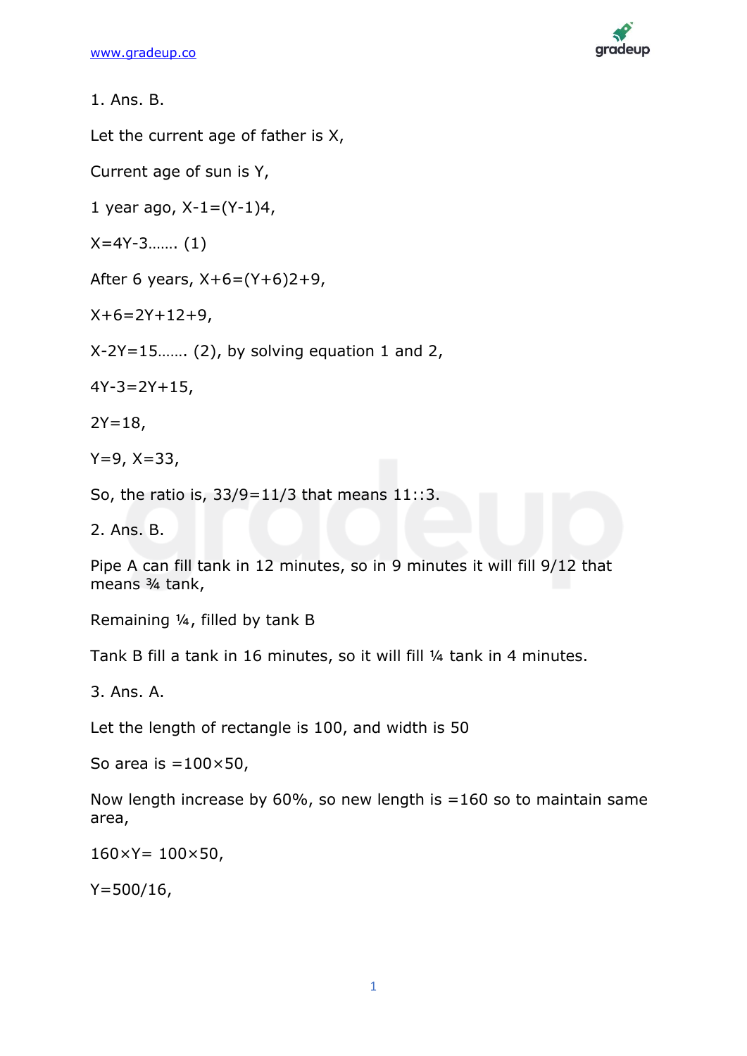1. Ans. B.

Let the current age of father is X,

Current age of sun is Y,

1 year ago, $X-1=(Y-1)4$,

$X=4Y-3$……. (1)

After 6 years, $X+6=(Y+6)2+9$,

$X+6=2Y+12+9$,

$X-2Y=15$……. (2), by solving equation 1 and 2,

$4Y-3=2Y+15$,

$2Y=18$,

$Y=9$, $X=33$,

So, the ratio is, $33/9=11/3$ that means 11::3.

2. Ans. B.

Pipe A can fill tank in 12 minutes, so in 9 minutes it will fill 9/12 that means ¾ tank,

Remaining ¼, filled by tank B

Tank B fill a tank in 16 minutes, so it will fill ¼ tank in 4 minutes.

3. Ans. A.

Let the length of rectangle is 100, and width is 50

So area is $=100\times50$,

Now length increase by 60%, so new length is =160 so to maintain same area,

$160\times Y= 100\times50$,

$Y=500/16$,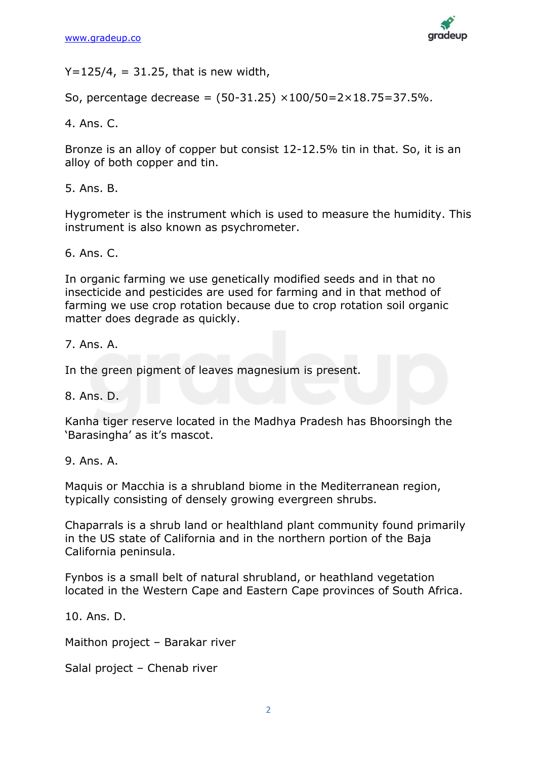$Y=125/4$, $= 31.25$, that is new width,

So, percentage decrease = $(50-31.25) \times 100/50 = 2 \times 18.75 = 37.5\%$.

4. Ans. C.

Bronze is an alloy of copper but consist 12-12.5% tin in that. So, it is an alloy of both copper and tin.

5. Ans. B.

Hygrometer is the instrument which is used to measure the humidity. This instrument is also known as psychrometer.

6. Ans. C.

In organic farming we use genetically modified seeds and in that no insecticide and pesticides are used for farming and in that method of farming we use crop rotation because due to crop rotation soil organic matter does degrade as quickly.

7. Ans. A.

In the green pigment of leaves magnesium is present.

8. Ans. D.

Kanha tiger reserve located in the Madhya Pradesh has Bhoorsingh the 'Barasingha' as it's mascot.

9. Ans. A.

Maquis or Macchia is a shrubland biome in the Mediterranean region, typically consisting of densely growing evergreen shrubs.

Chaparrals is a shrub land or healthland plant community found primarily in the US state of California and in the northern portion of the Baja California peninsula.

Fynbos is a small belt of natural shrubland, or heathland vegetation located in the Western Cape and Eastern Cape provinces of South Africa.

10. Ans. D.

Maithon project – Barakar river

Salal project – Chenab river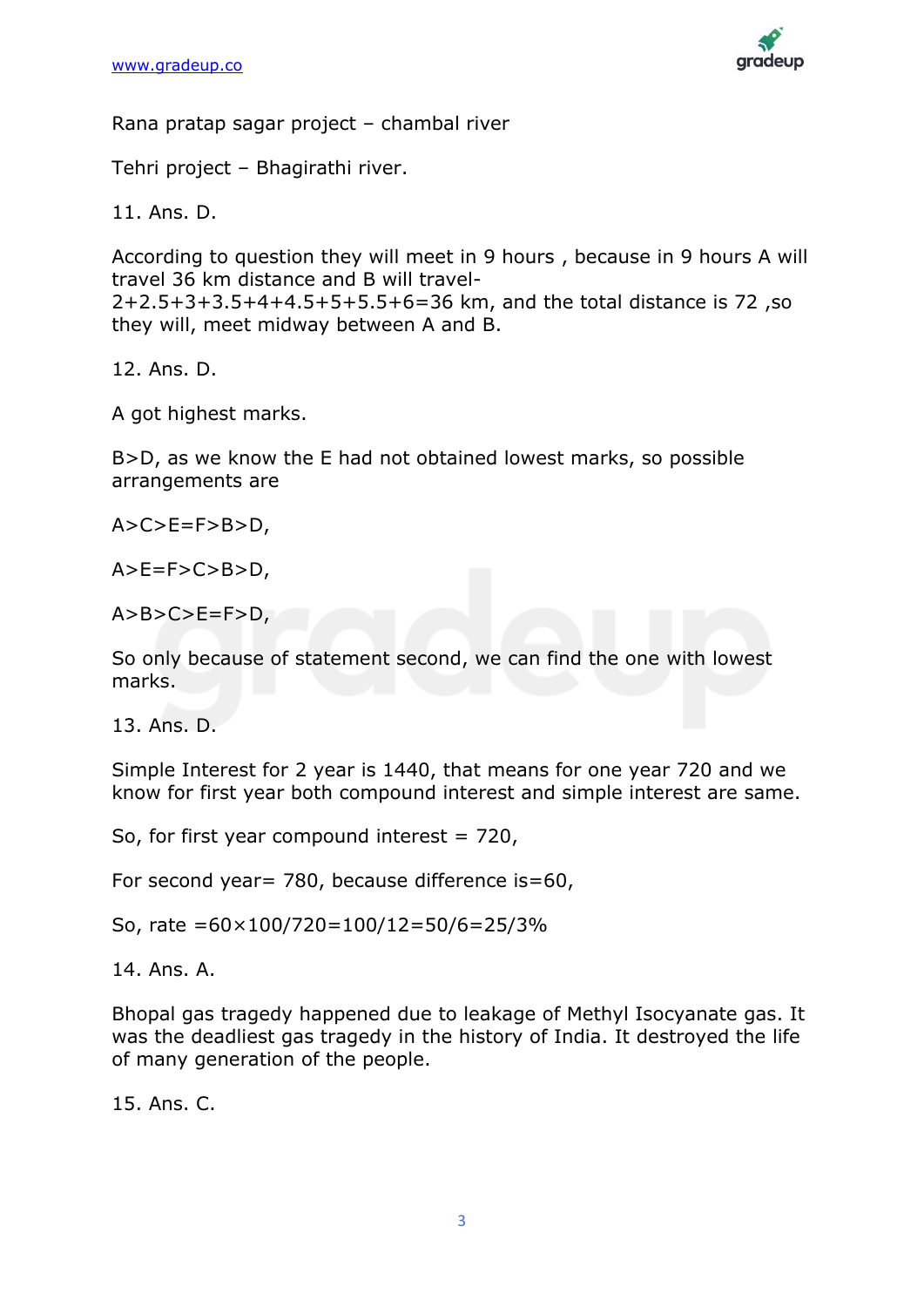Rana pratap sagar project – chambal river

Tehri project – Bhagirathi river.

11. Ans. D.

According to question they will meet in 9 hours , because in 9 hours A will travel 36 km distance and B will travel- 2+2.5+3+3.5+4+4.5+5+5.5+6=36 km, and the total distance is 72 ,so they will, meet midway between A and B.

12. Ans. D.

A got highest marks.

B>D, as we know the E had not obtained lowest marks, so possible arrangements are

A>C>E=F>B>D,

A>E=F>C>B>D,

A>B>C>E=F>D,

So only because of statement second, we can find the one with lowest marks.

13. Ans. D.

Simple Interest for 2 year is 1440, that means for one year 720 and we know for first year both compound interest and simple interest are same.

So, for first year compound interest = 720,

For second year= 780, because difference is=60,

So, rate $=60\times100/720=100/12=50/6=25/3\%$

14. Ans. A.

Bhopal gas tragedy happened due to leakage of Methyl Isocyanate gas. It was the deadliest gas tragedy in the history of India. It destroyed the life of many generation of the people.

15. Ans. C.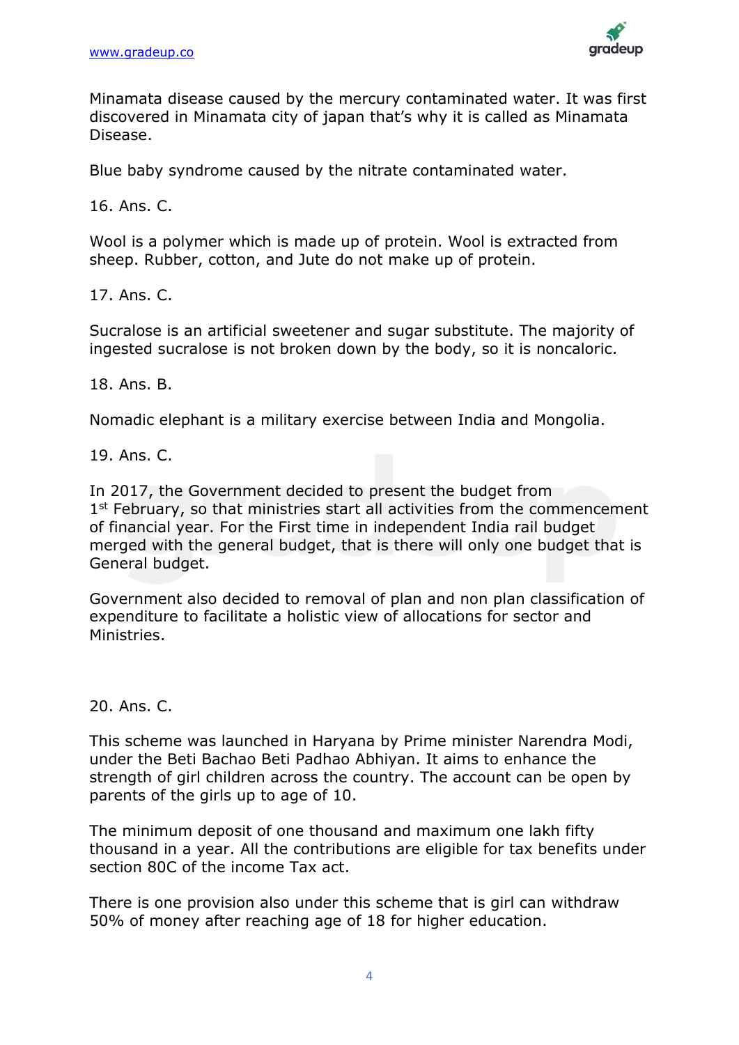Minamata disease caused by the mercury contaminated water. It was first discovered in Minamata city of japan that's why it is called as Minamata Disease.

Blue baby syndrome caused by the nitrate contaminated water.

16. Ans. C.

Wool is a polymer which is made up of protein. Wool is extracted from sheep. Rubber, cotton, and Jute do not make up of protein.

17. Ans. C.

Sucralose is an artificial sweetener and sugar substitute. The majority of ingested sucralose is not broken down by the body, so it is noncaloric.

18. Ans. B.

Nomadic elephant is a military exercise between India and Mongolia.

19. Ans. C.

In 2017, the Government decided to present the budget from 1st February, so that ministries start all activities from the commencement of financial year. For the First time in independent India rail budget merged with the general budget, that is there will only one budget that is General budget.

Government also decided to removal of plan and non plan classification of expenditure to facilitate a holistic view of allocations for sector and Ministries.

20. Ans. C.

This scheme was launched in Haryana by Prime minister Narendra Modi, under the Beti Bachao Beti Padhao Abhiyan. It aims to enhance the strength of girl children across the country. The account can be open by parents of the girls up to age of 10.

The minimum deposit of one thousand and maximum one lakh fifty thousand in a year. All the contributions are eligible for tax benefits under section 80C of the income Tax act.

There is one provision also under this scheme that is girl can withdraw 50% of money after reaching age of 18 for higher education.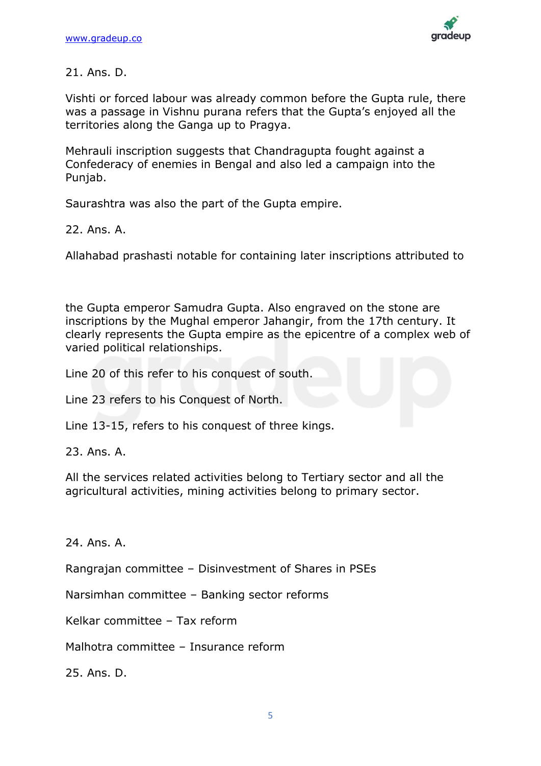21. Ans. D.

Vishti or forced labour was already common before the Gupta rule, there was a passage in Vishnu purana refers that the Gupta's enjoyed all the territories along the Ganga up to Pragya.

Mehrauli inscription suggests that Chandragupta fought against a Confederacy of enemies in Bengal and also led a campaign into the Punjab.

Saurashtra was also the part of the Gupta empire.

22. Ans. A.

Allahabad prashasti notable for containing later inscriptions attributed to the Gupta emperor Samudra Gupta. Also engraved on the stone are inscriptions by the Mughal emperor Jahangir, from the 17th century. It clearly represents the Gupta empire as the epicentre of a complex web of varied political relationships.

Line 20 of this refer to his conquest of south.

Line 23 refers to his Conquest of North.

Line 13-15, refers to his conquest of three kings.

23. Ans. A.

All the services related activities belong to Tertiary sector and all the agricultural activities, mining activities belong to primary sector.

24. Ans. A.

Rangrajan committee – Disinvestment of Shares in PSEs

Narsimhan committee – Banking sector reforms

Kelkar committee – Tax reform

Malhotra committee – Insurance reform

25. Ans. D.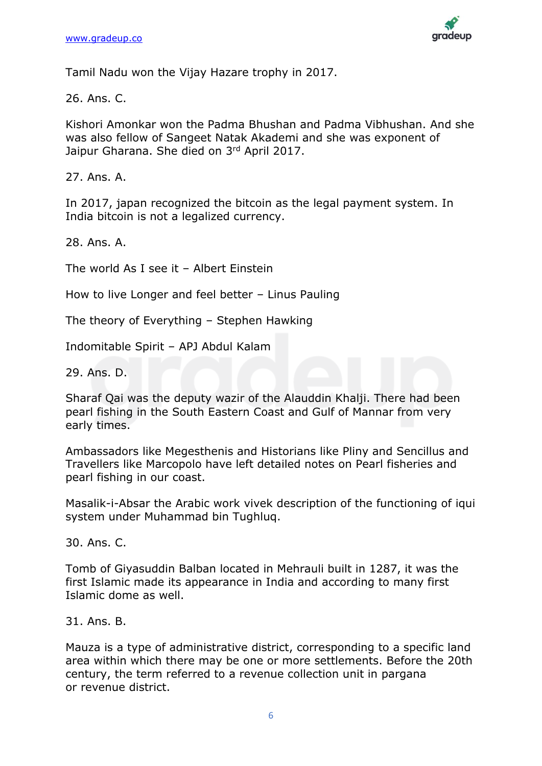Tamil Nadu won the Vijay Hazare trophy in 2017.

26. Ans. C.

Kishori Amonkar won the Padma Bhushan and Padma Vibhushan. And she was also fellow of Sangeet Natak Akademi and she was exponent of Jaipur Gharana. She died on 3rd April 2017.

27. Ans. A.

In 2017, japan recognized the bitcoin as the legal payment system. In India bitcoin is not a legalized currency.

28. Ans. A.

The world As I see it – Albert Einstein

How to live Longer and feel better – Linus Pauling

The theory of Everything – Stephen Hawking

Indomitable Spirit – APJ Abdul Kalam

29. Ans. D.

Sharaf Qai was the deputy wazir of the Alauddin Khalji. There had been pearl fishing in the South Eastern Coast and Gulf of Mannar from very early times.

Ambassadors like Megesthenis and Historians like Pliny and Sencillus and Travellers like Marcopolo have left detailed notes on Pearl fisheries and pearl fishing in our coast.

Masalik-i-Absar the Arabic work vivek description of the functioning of iqui system under Muhammad bin Tughluq.

30. Ans. C.

Tomb of Giyasuddin Balban located in Mehrauli built in 1287, it was the first Islamic made its appearance in India and according to many first Islamic dome as well.

31. Ans. B.

Mauza is a type of administrative district, corresponding to a specific land area within which there may be one or more settlements. Before the 20th century, the term referred to a revenue collection unit in pargana or revenue district.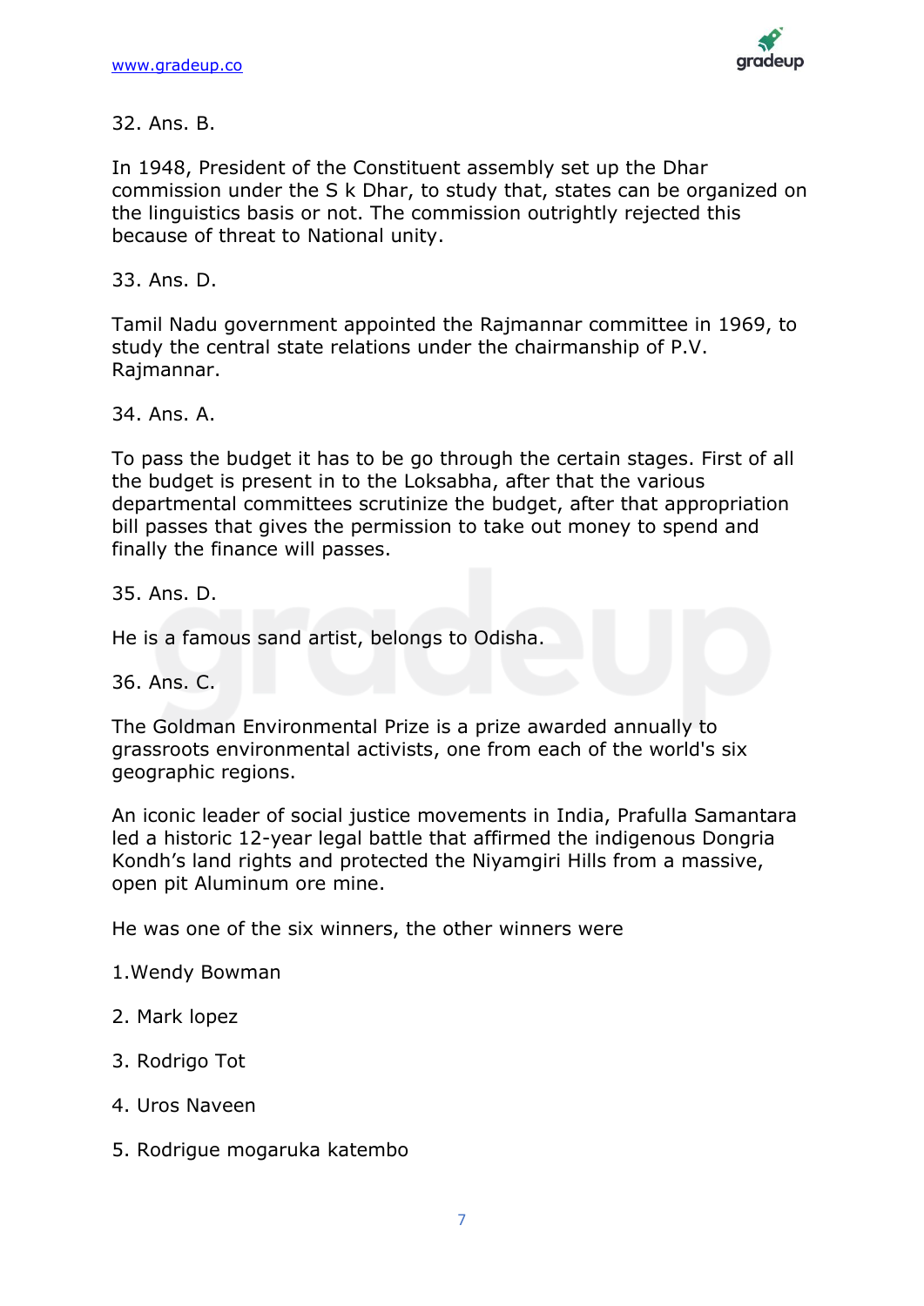32. Ans. B.

In 1948, President of the Constituent assembly set up the Dhar commission under the S k Dhar, to study that, states can be organized on the linguistics basis or not. The commission outrightly rejected this because of threat to National unity.

33. Ans. D.

Tamil Nadu government appointed the Rajmannar committee in 1969, to study the central state relations under the chairmanship of P.V. Rajmannar.

34. Ans. A.

To pass the budget it has to be go through the certain stages. First of all the budget is present in to the Loksabha, after that the various departmental committees scrutinize the budget, after that appropriation bill passes that gives the permission to take out money to spend and finally the finance will passes.

35. Ans. D.

He is a famous sand artist, belongs to Odisha.

36. Ans. C.

The Goldman Environmental Prize is a prize awarded annually to grassroots environmental activists, one from each of the world's six geographic regions.

An iconic leader of social justice movements in India, Prafulla Samantara led a historic 12-year legal battle that affirmed the indigenous Dongria Kondh's land rights and protected the Niyamgiri Hills from a massive, open pit Aluminum ore mine.

He was one of the six winners, the other winners were

1.Wendy Bowman

2. Mark lopez

3. Rodrigo Tot

4. Uros Naveen

5. Rodrigue mogaruka katembo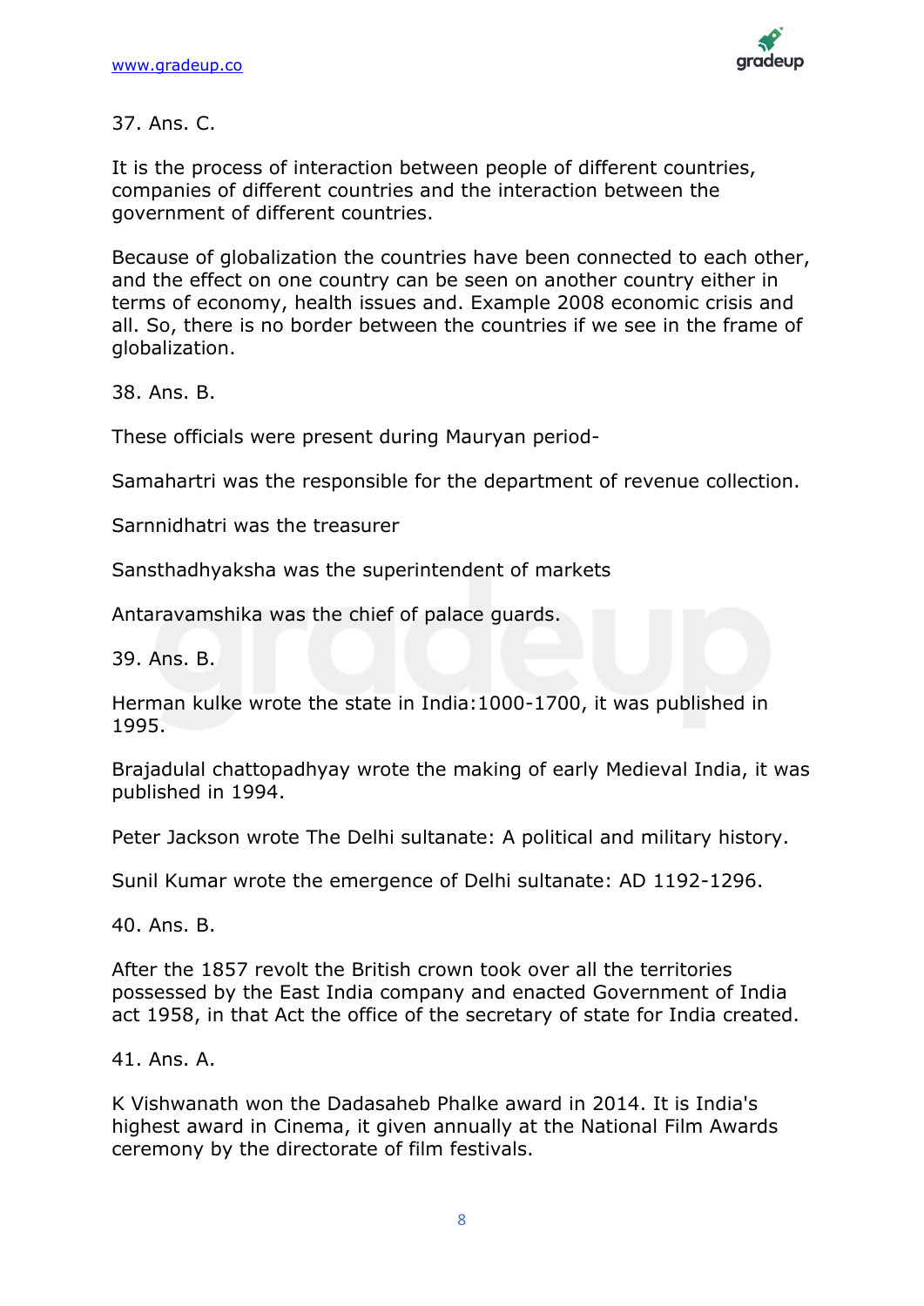37. Ans. C.

It is the process of interaction between people of different countries, companies of different countries and the interaction between the government of different countries.

Because of globalization the countries have been connected to each other, and the effect on one country can be seen on another country either in terms of economy, health issues and. Example 2008 economic crisis and all. So, there is no border between the countries if we see in the frame of globalization.

38. Ans. B.

These officials were present during Mauryan period-

Samahartri was the responsible for the department of revenue collection.

Sarnnidhatri was the treasurer

Sansthadhyaksha was the superintendent of markets

Antaravamshika was the chief of palace guards.

39. Ans. B.

Herman kulke wrote the state in India:1000-1700, it was published in 1995.

Brajadulal chattopadhyay wrote the making of early Medieval India, it was published in 1994.

Peter Jackson wrote The Delhi sultanate: A political and military history.

Sunil Kumar wrote the emergence of Delhi sultanate: AD 1192-1296.

40. Ans. B.

After the 1857 revolt the British crown took over all the territories possessed by the East India company and enacted Government of India act 1958, in that Act the office of the secretary of state for India created.

41. Ans. A.

K Vishwanath won the Dadasaheb Phalke award in 2014. It is India's highest award in Cinema, it given annually at the National Film Awards ceremony by the directorate of film festivals.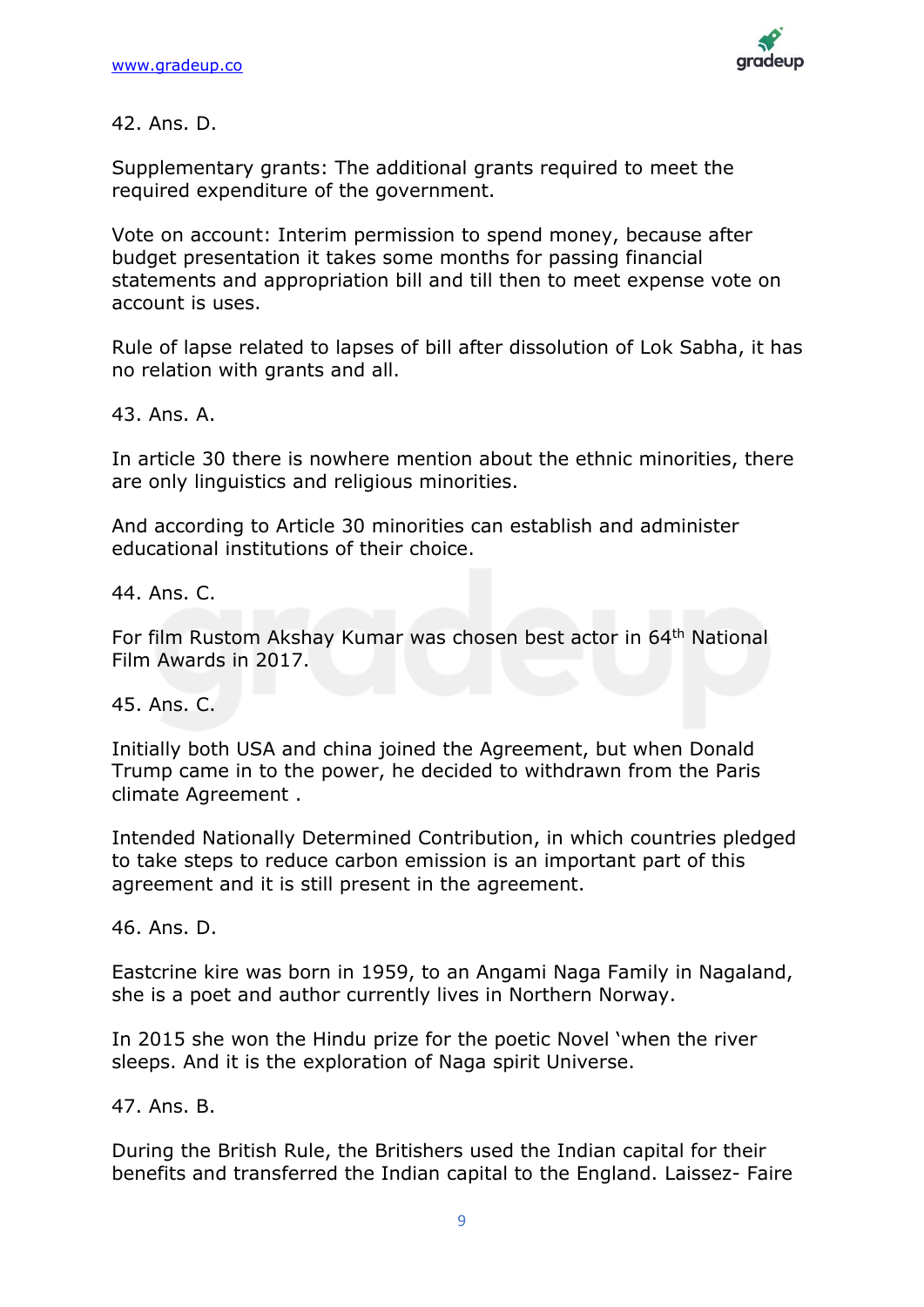42. Ans. D.

Supplementary grants: The additional grants required to meet the required expenditure of the government.

Vote on account: Interim permission to spend money, because after budget presentation it takes some months for passing financial statements and appropriation bill and till then to meet expense vote on account is uses.

Rule of lapse related to lapses of bill after dissolution of Lok Sabha, it has no relation with grants and all.

43. Ans. A.

In article 30 there is nowhere mention about the ethnic minorities, there are only linguistics and religious minorities.

And according to Article 30 minorities can establish and administer educational institutions of their choice.

44. Ans. C.

For film Rustom Akshay Kumar was chosen best actor in 64th National Film Awards in 2017.

45. Ans. C.

Initially both USA and china joined the Agreement, but when Donald Trump came in to the power, he decided to withdrawn from the Paris climate Agreement .

Intended Nationally Determined Contribution, in which countries pledged to take steps to reduce carbon emission is an important part of this agreement and it is still present in the agreement.

46. Ans. D.

Eastcrine kire was born in 1959, to an Angami Naga Family in Nagaland, she is a poet and author currently lives in Northern Norway.

In 2015 she won the Hindu prize for the poetic Novel 'when the river sleeps. And it is the exploration of Naga spirit Universe.

47. Ans. B.

During the British Rule, the Britishers used the Indian capital for their benefits and transferred the Indian capital to the England. Laissez- Faire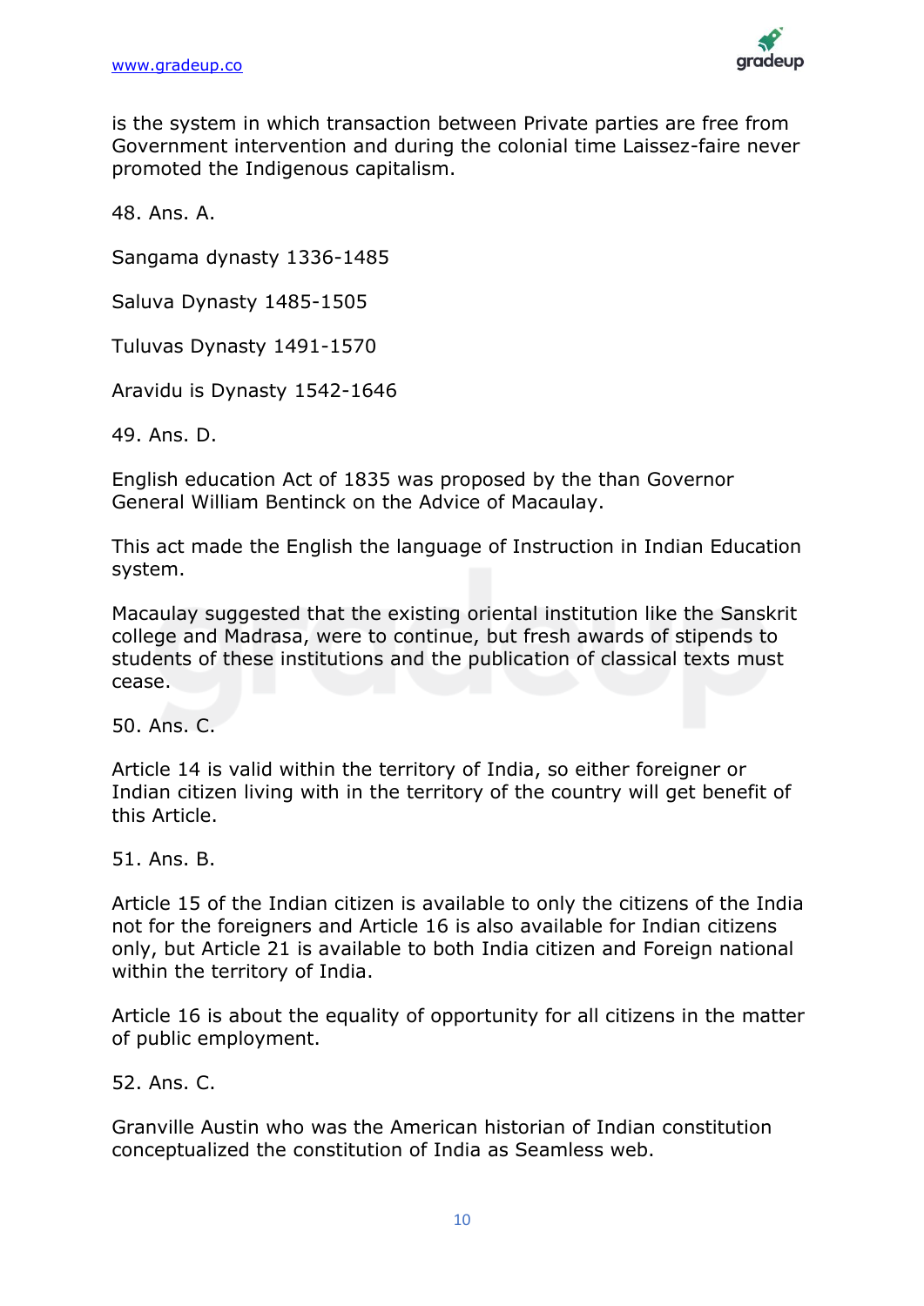is the system in which transaction between Private parties are free from Government intervention and during the colonial time Laissez-faire never promoted the Indigenous capitalism.

48. Ans. A.

Sangama dynasty 1336-1485

Saluva Dynasty 1485-1505

Tuluvas Dynasty 1491-1570

Aravidu is Dynasty 1542-1646

49. Ans. D.

English education Act of 1835 was proposed by the than Governor General William Bentinck on the Advice of Macaulay.

This act made the English the language of Instruction in Indian Education system.

Macaulay suggested that the existing oriental institution like the Sanskrit college and Madrasa, were to continue, but fresh awards of stipends to students of these institutions and the publication of classical texts must cease.

50. Ans. C.

Article 14 is valid within the territory of India, so either foreigner or Indian citizen living with in the territory of the country will get benefit of this Article.

51. Ans. B.

Article 15 of the Indian citizen is available to only the citizens of the India not for the foreigners and Article 16 is also available for Indian citizens only, but Article 21 is available to both India citizen and Foreign national within the territory of India.

Article 16 is about the equality of opportunity for all citizens in the matter of public employment.

52. Ans. C.

Granville Austin who was the American historian of Indian constitution conceptualized the constitution of India as Seamless web.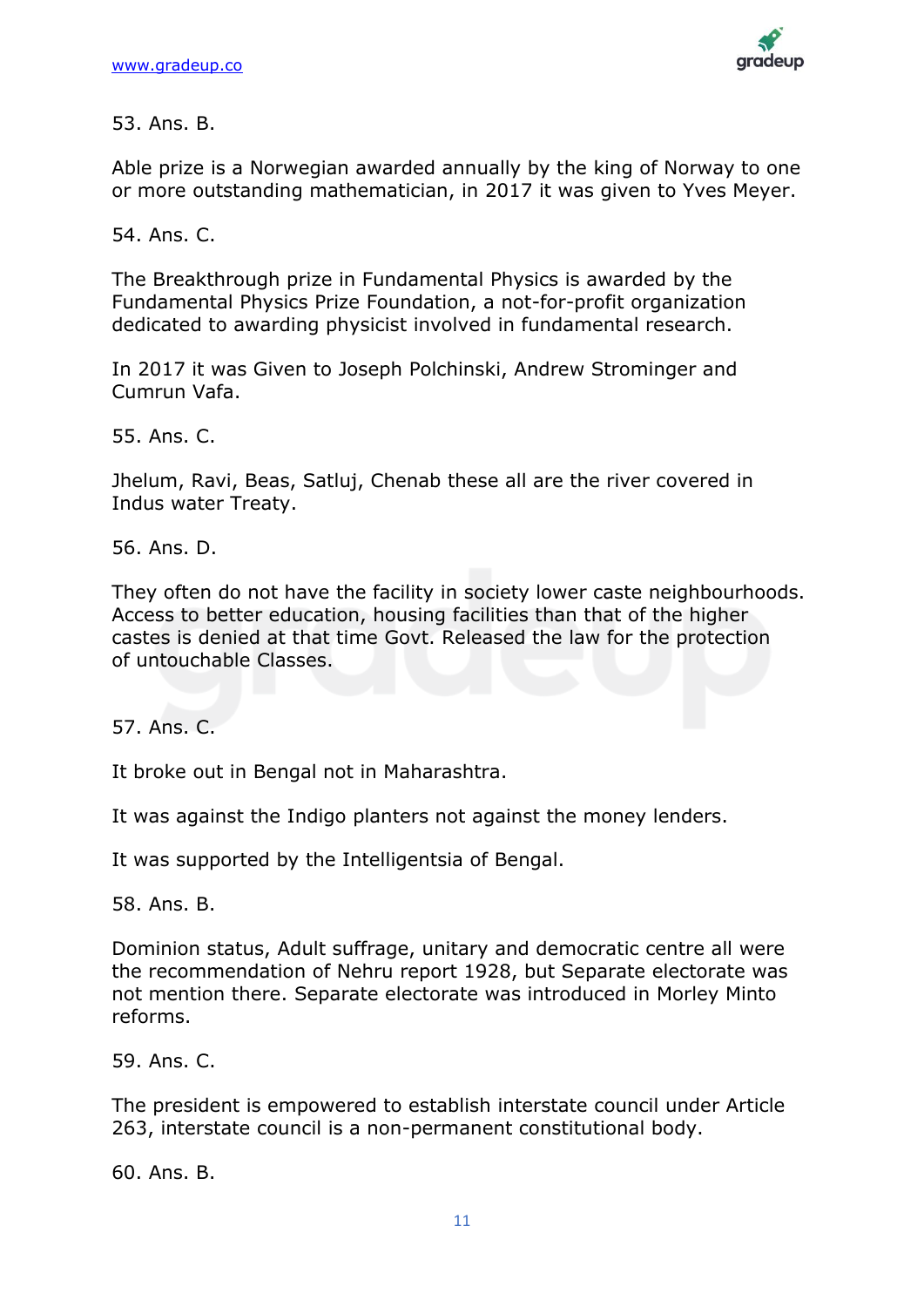53. Ans. B.

Able prize is a Norwegian awarded annually by the king of Norway to one or more outstanding mathematician, in 2017 it was given to Yves Meyer.

54. Ans. C.

The Breakthrough prize in Fundamental Physics is awarded by the Fundamental Physics Prize Foundation, a not-for-profit organization dedicated to awarding physicist involved in fundamental research.

In 2017 it was Given to Joseph Polchinski, Andrew Strominger and Cumrun Vafa.

55. Ans. C.

Jhelum, Ravi, Beas, Satluj, Chenab these all are the river covered in Indus water Treaty.

56. Ans. D.

They often do not have the facility in society lower caste neighbourhoods. Access to better education, housing facilities than that of the higher castes is denied at that time Govt. Released the law for the protection of untouchable Classes.

57. Ans. C.

It broke out in Bengal not in Maharashtra.

It was against the Indigo planters not against the money lenders.

It was supported by the Intelligentsia of Bengal.

58. Ans. B.

Dominion status, Adult suffrage, unitary and democratic centre all were the recommendation of Nehru report 1928, but Separate electorate was not mention there. Separate electorate was introduced in Morley Minto reforms.

59. Ans. C.

The president is empowered to establish interstate council under Article 263, interstate council is a non-permanent constitutional body.

60. Ans. B.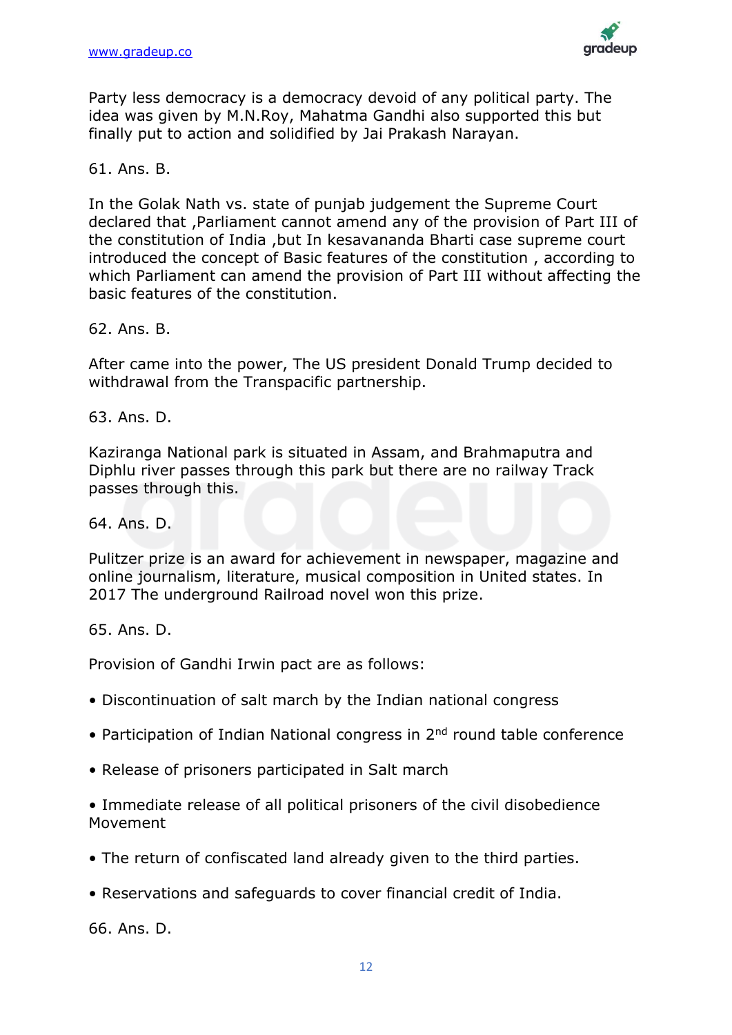Party less democracy is a democracy devoid of any political party. The idea was given by M.N.Roy, Mahatma Gandhi also supported this but finally put to action and solidified by Jai Prakash Narayan.

61. Ans. B.

In the Golak Nath vs. state of punjab judgement the Supreme Court declared that ,Parliament cannot amend any of the provision of Part III of the constitution of India ,but In kesavananda Bharti case supreme court introduced the concept of Basic features of the constitution , according to which Parliament can amend the provision of Part III without affecting the basic features of the constitution.

62. Ans. B.

After came into the power, The US president Donald Trump decided to withdrawal from the Transpacific partnership.

63. Ans. D.

Kaziranga National park is situated in Assam, and Brahmaputra and Diphlu river passes through this park but there are no railway Track passes through this.

64. Ans. D.

Pulitzer prize is an award for achievement in newspaper, magazine and online journalism, literature, musical composition in United states. In 2017 The underground Railroad novel won this prize.

65. Ans. D.

Provision of Gandhi Irwin pact are as follows:

- Discontinuation of salt march by the Indian national congress
- Participation of Indian National congress in 2nd round table conference
- Release of prisoners participated in Salt march
- Immediate release of all political prisoners of the civil disobedience Movement
- The return of confiscated land already given to the third parties.
- Reservations and safeguards to cover financial credit of India.

66. Ans. D.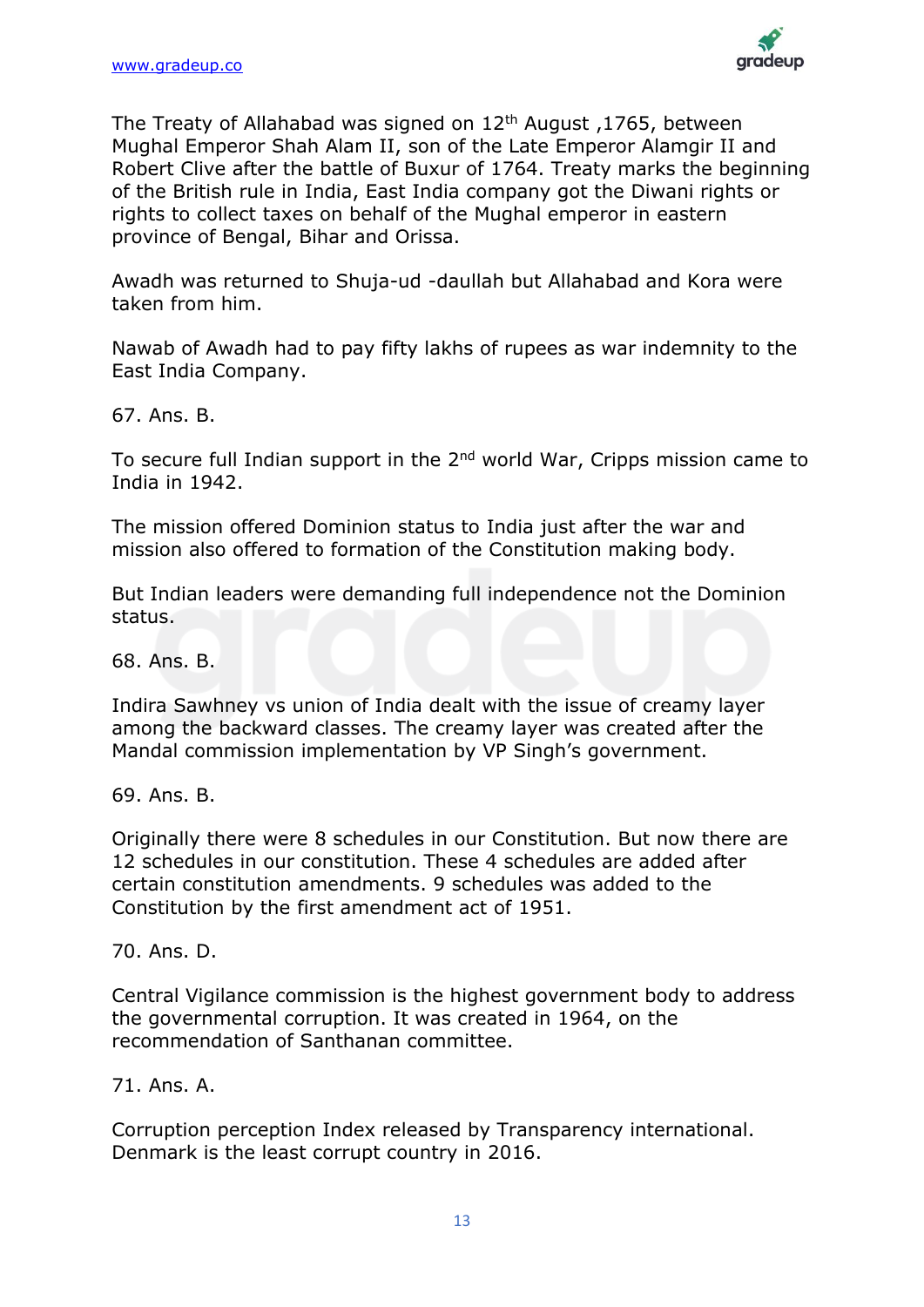The Treaty of Allahabad was signed on 12th August ,1765, between Mughal Emperor Shah Alam II, son of the Late Emperor Alamgir II and Robert Clive after the battle of Buxur of 1764. Treaty marks the beginning of the British rule in India, East India company got the Diwani rights or rights to collect taxes on behalf of the Mughal emperor in eastern province of Bengal, Bihar and Orissa.

Awadh was returned to Shuja-ud -daullah but Allahabad and Kora were taken from him.

Nawab of Awadh had to pay fifty lakhs of rupees as war indemnity to the East India Company.

67. Ans. B.

To secure full Indian support in the 2nd world War, Cripps mission came to India in 1942.

The mission offered Dominion status to India just after the war and mission also offered to formation of the Constitution making body.

But Indian leaders were demanding full independence not the Dominion status.

68. Ans. B.

Indira Sawhney vs union of India dealt with the issue of creamy layer among the backward classes. The creamy layer was created after the Mandal commission implementation by VP Singh's government.

69. Ans. B.

Originally there were 8 schedules in our Constitution. But now there are 12 schedules in our constitution. These 4 schedules are added after certain constitution amendments. 9 schedules was added to the Constitution by the first amendment act of 1951.

70. Ans. D.

Central Vigilance commission is the highest government body to address the governmental corruption. It was created in 1964, on the recommendation of Santhanan committee.

71. Ans. A.

Corruption perception Index released by Transparency international. Denmark is the least corrupt country in 2016.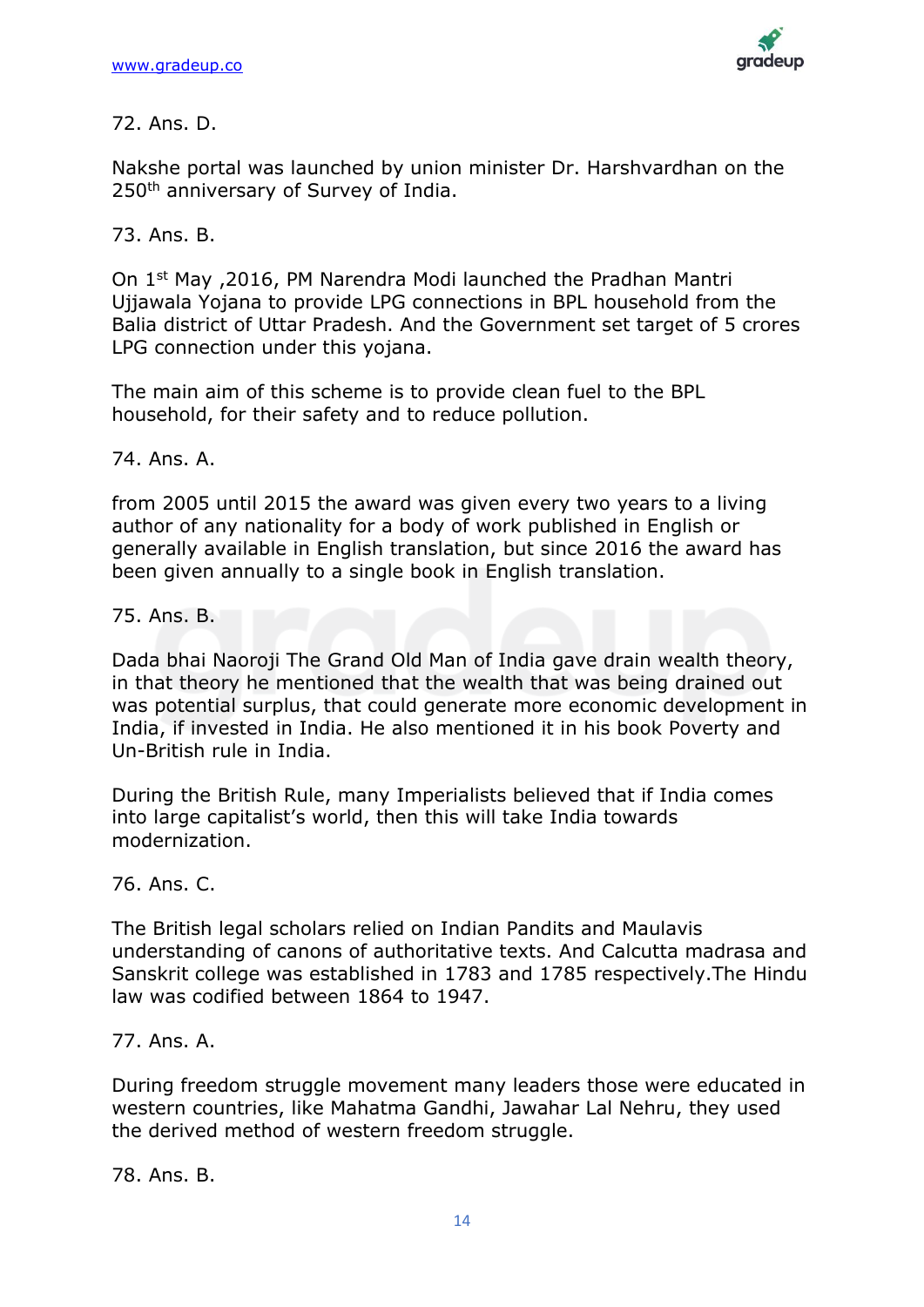72. Ans. D.

Nakshe portal was launched by union minister Dr. Harshvardhan on the 250th anniversary of Survey of India.

73. Ans. B.

On 1st May ,2016, PM Narendra Modi launched the Pradhan Mantri Ujjawala Yojana to provide LPG connections in BPL household from the Balia district of Uttar Pradesh. And the Government set target of 5 crores LPG connection under this yojana.

The main aim of this scheme is to provide clean fuel to the BPL household, for their safety and to reduce pollution.

74. Ans. A.

from 2005 until 2015 the award was given every two years to a living author of any nationality for a body of work published in English or generally available in English translation, but since 2016 the award has been given annually to a single book in English translation.

75. Ans. B.

Dada bhai Naoroji The Grand Old Man of India gave drain wealth theory, in that theory he mentioned that the wealth that was being drained out was potential surplus, that could generate more economic development in India, if invested in India. He also mentioned it in his book Poverty and Un-British rule in India.

During the British Rule, many Imperialists believed that if India comes into large capitalist's world, then this will take India towards modernization.

76. Ans. C.

The British legal scholars relied on Indian Pandits and Maulavis understanding of canons of authoritative texts. And Calcutta madrasa and Sanskrit college was established in 1783 and 1785 respectively.The Hindu law was codified between 1864 to 1947.

77. Ans. A.

During freedom struggle movement many leaders those were educated in western countries, like Mahatma Gandhi, Jawahar Lal Nehru, they used the derived method of western freedom struggle.

78. Ans. B.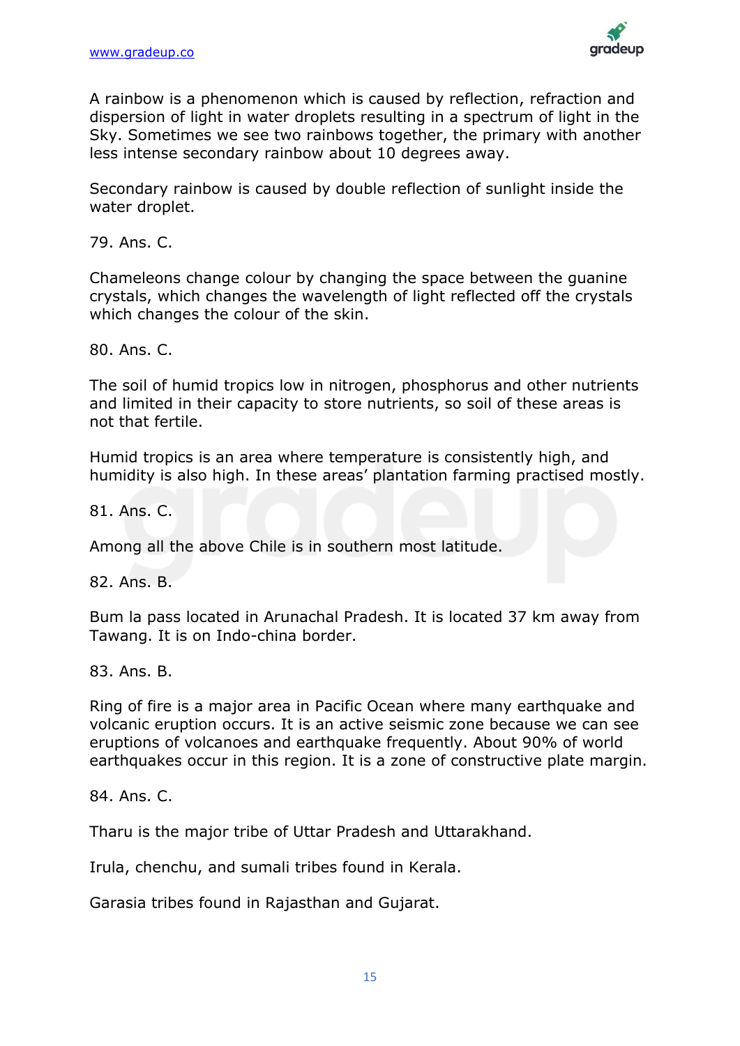A rainbow is a phenomenon which is caused by reflection, refraction and dispersion of light in water droplets resulting in a spectrum of light in the Sky. Sometimes we see two rainbows together, the primary with another less intense secondary rainbow about 10 degrees away.

Secondary rainbow is caused by double reflection of sunlight inside the water droplet.

79. Ans. C.

Chameleons change colour by changing the space between the guanine crystals, which changes the wavelength of light reflected off the crystals which changes the colour of the skin.

80. Ans. C.

The soil of humid tropics low in nitrogen, phosphorus and other nutrients and limited in their capacity to store nutrients, so soil of these areas is not that fertile.

Humid tropics is an area where temperature is consistently high, and humidity is also high. In these areas' plantation farming practised mostly.

81. Ans. C.

Among all the above Chile is in southern most latitude.

82. Ans. B.

Bum la pass located in Arunachal Pradesh. It is located 37 km away from Tawang. It is on Indo-china border.

83. Ans. B.

Ring of fire is a major area in Pacific Ocean where many earthquake and volcanic eruption occurs. It is an active seismic zone because we can see eruptions of volcanoes and earthquake frequently. About 90% of world earthquakes occur in this region. It is a zone of constructive plate margin.

84. Ans. C.

Tharu is the major tribe of Uttar Pradesh and Uttarakhand.

Irula, chenchu, and sumali tribes found in Kerala.

Garasia tribes found in Rajasthan and Gujarat.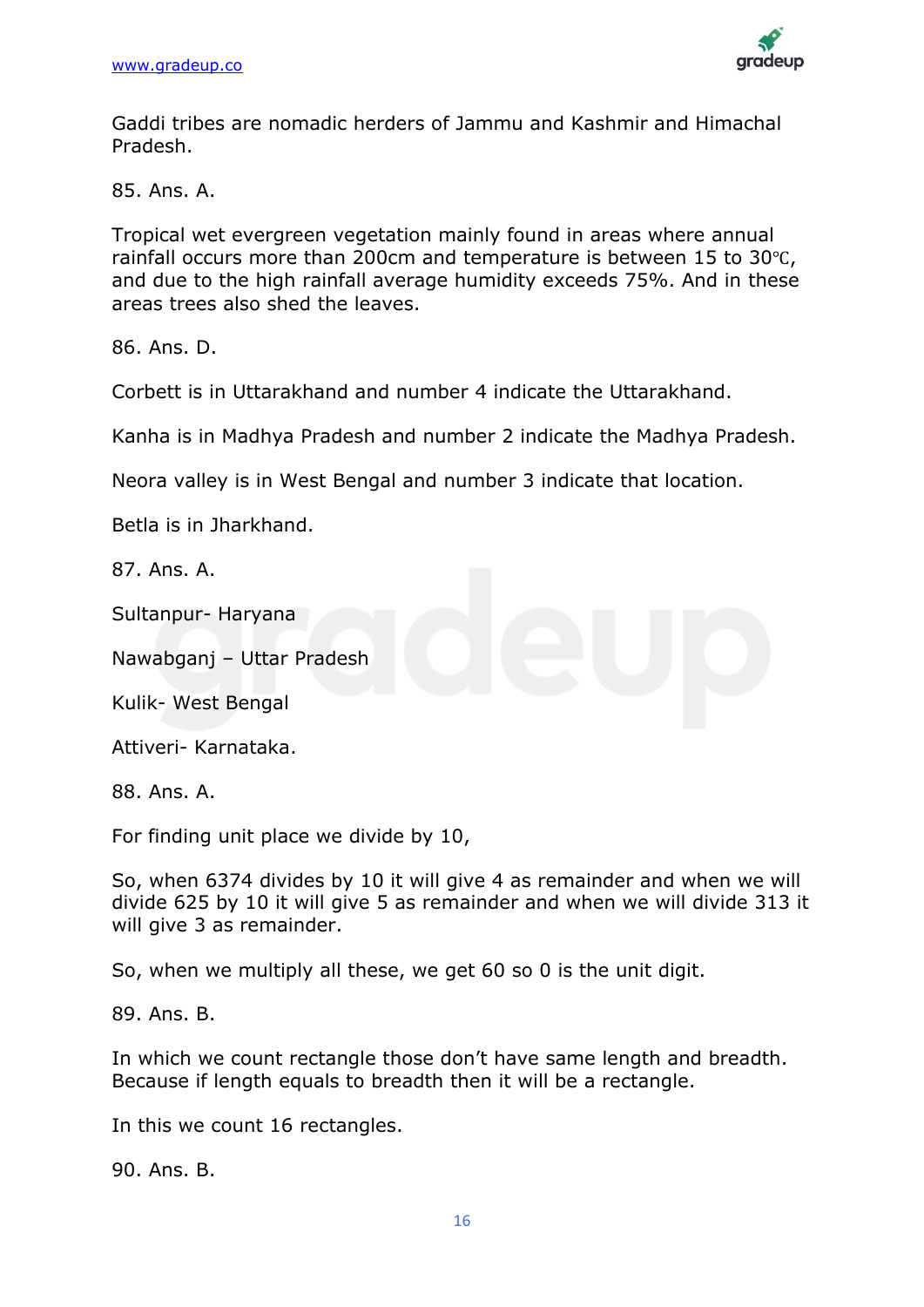Gaddi tribes are nomadic herders of Jammu and Kashmir and Himachal Pradesh.

85. Ans. A.

Tropical wet evergreen vegetation mainly found in areas where annual rainfall occurs more than 200cm and temperature is between 15 to 30℃, and due to the high rainfall average humidity exceeds 75%. And in these areas trees also shed the leaves.

86. Ans. D.

Corbett is in Uttarakhand and number 4 indicate the Uttarakhand.

Kanha is in Madhya Pradesh and number 2 indicate the Madhya Pradesh.

Neora valley is in West Bengal and number 3 indicate that location.

Betla is in Jharkhand.

87. Ans. A.

Sultanpur- Haryana

Nawabganj – Uttar Pradesh

Kulik- West Bengal

Attiveri- Karnataka.

88. Ans. A.

For finding unit place we divide by 10,

So, when 6374 divides by 10 it will give 4 as remainder and when we will divide 625 by 10 it will give 5 as remainder and when we will divide 313 it will give 3 as remainder.

So, when we multiply all these, we get 60 so 0 is the unit digit.

89. Ans. B.

In which we count rectangle those don't have same length and breadth. Because if length equals to breadth then it will be a rectangle.

In this we count 16 rectangles.

90. Ans. B.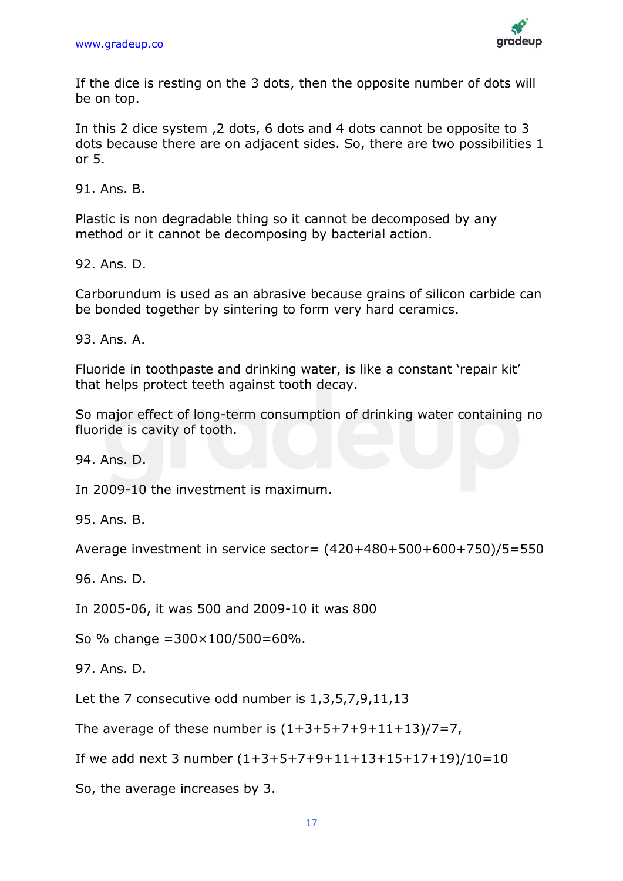If the dice is resting on the 3 dots, then the opposite number of dots will be on top.

In this 2 dice system ,2 dots, 6 dots and 4 dots cannot be opposite to 3 dots because there are on adjacent sides. So, there are two possibilities 1 or 5.

91. Ans. B.

Plastic is non degradable thing so it cannot be decomposed by any method or it cannot be decomposing by bacterial action.

92. Ans. D.

Carborundum is used as an abrasive because grains of silicon carbide can be bonded together by sintering to form very hard ceramics.

93. Ans. A.

Fluoride in toothpaste and drinking water, is like a constant 'repair kit' that helps protect teeth against tooth decay.

So major effect of long-term consumption of drinking water containing no fluoride is cavity of tooth.

94. Ans. D.

In 2009-10 the investment is maximum.

95. Ans. B.

Average investment in service sector= $(420+480+500+600+750)/5=550$

96. Ans. D.

In 2005-06, it was 500 and 2009-10 it was 800

So % change $=300\times100/500=60\%$.

97. Ans. D.

Let the 7 consecutive odd number is 1,3,5,7,9,11,13

The average of these number is $(1+3+5+7+9+11+13)/7=7$,

If we add next 3 number $(1+3+5+7+9+11+13+15+17+19)/10=10$

So, the average increases by 3.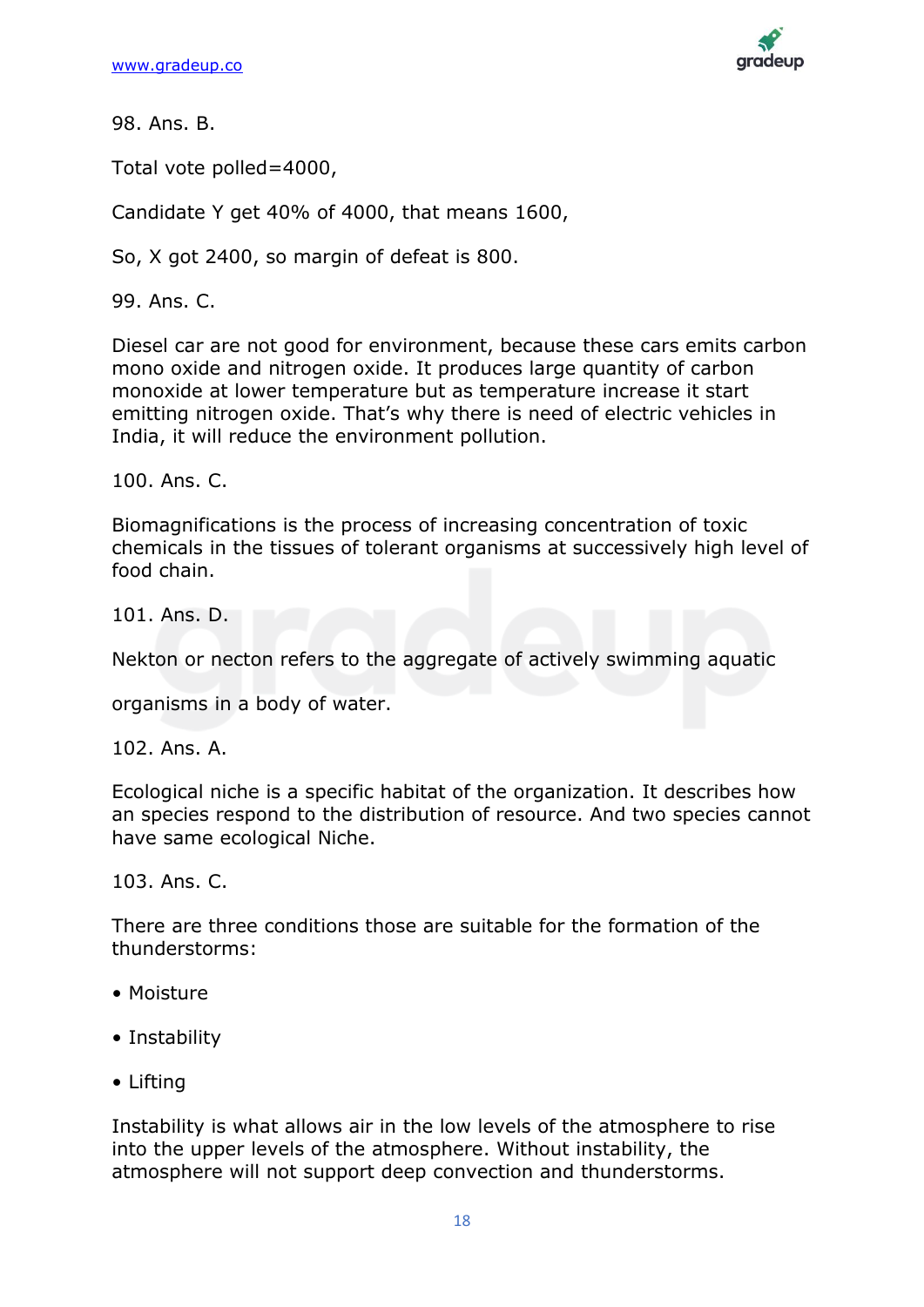98. Ans. B.

Total vote polled=4000,

Candidate Y get 40% of 4000, that means 1600,

So, X got 2400, so margin of defeat is 800.

99. Ans. C.

Diesel car are not good for environment, because these cars emits carbon mono oxide and nitrogen oxide. It produces large quantity of carbon monoxide at lower temperature but as temperature increase it start emitting nitrogen oxide. That's why there is need of electric vehicles in India, it will reduce the environment pollution.

100. Ans. C.

Biomagnifications is the process of increasing concentration of toxic chemicals in the tissues of tolerant organisms at successively high level of food chain.

101. Ans. D.

Nekton or necton refers to the aggregate of actively swimming aquatic

organisms in a body of water.

102. Ans. A.

Ecological niche is a specific habitat of the organization. It describes how an species respond to the distribution of resource. And two species cannot have same ecological Niche.

103. Ans. C.

There are three conditions those are suitable for the formation of the thunderstorms:

- Moisture
- Instability
- Lifting

Instability is what allows air in the low levels of the atmosphere to rise into the upper levels of the atmosphere. Without instability, the atmosphere will not support deep convection and thunderstorms.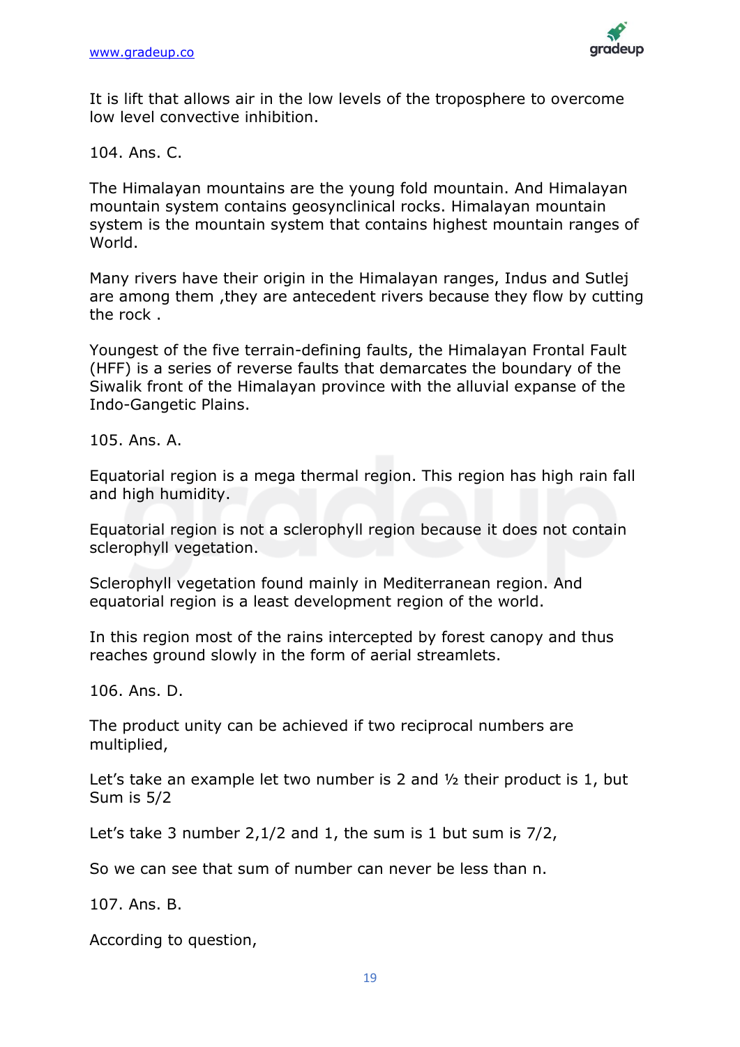It is lift that allows air in the low levels of the troposphere to overcome low level convective inhibition.

104. Ans. C.

The Himalayan mountains are the young fold mountain. And Himalayan mountain system contains geosynclinical rocks. Himalayan mountain system is the mountain system that contains highest mountain ranges of World.

Many rivers have their origin in the Himalayan ranges, Indus and Sutlej are among them ,they are antecedent rivers because they flow by cutting the rock .

Youngest of the five terrain-defining faults, the Himalayan Frontal Fault (HFF) is a series of reverse faults that demarcates the boundary of the Siwalik front of the Himalayan province with the alluvial expanse of the Indo-Gangetic Plains.

105. Ans. A.

Equatorial region is a mega thermal region. This region has high rain fall and high humidity.

Equatorial region is not a sclerophyll region because it does not contain sclerophyll vegetation.

Sclerophyll vegetation found mainly in Mediterranean region. And equatorial region is a least development region of the world.

In this region most of the rains intercepted by forest canopy and thus reaches ground slowly in the form of aerial streamlets.

106. Ans. D.

The product unity can be achieved if two reciprocal numbers are multiplied,

Let's take an example let two number is 2 and ½ their product is 1, but Sum is 5/2

Let's take 3 number 2,1/2 and 1, the sum is 1 but sum is 7/2,

So we can see that sum of number can never be less than n.

107. Ans. B.

According to question,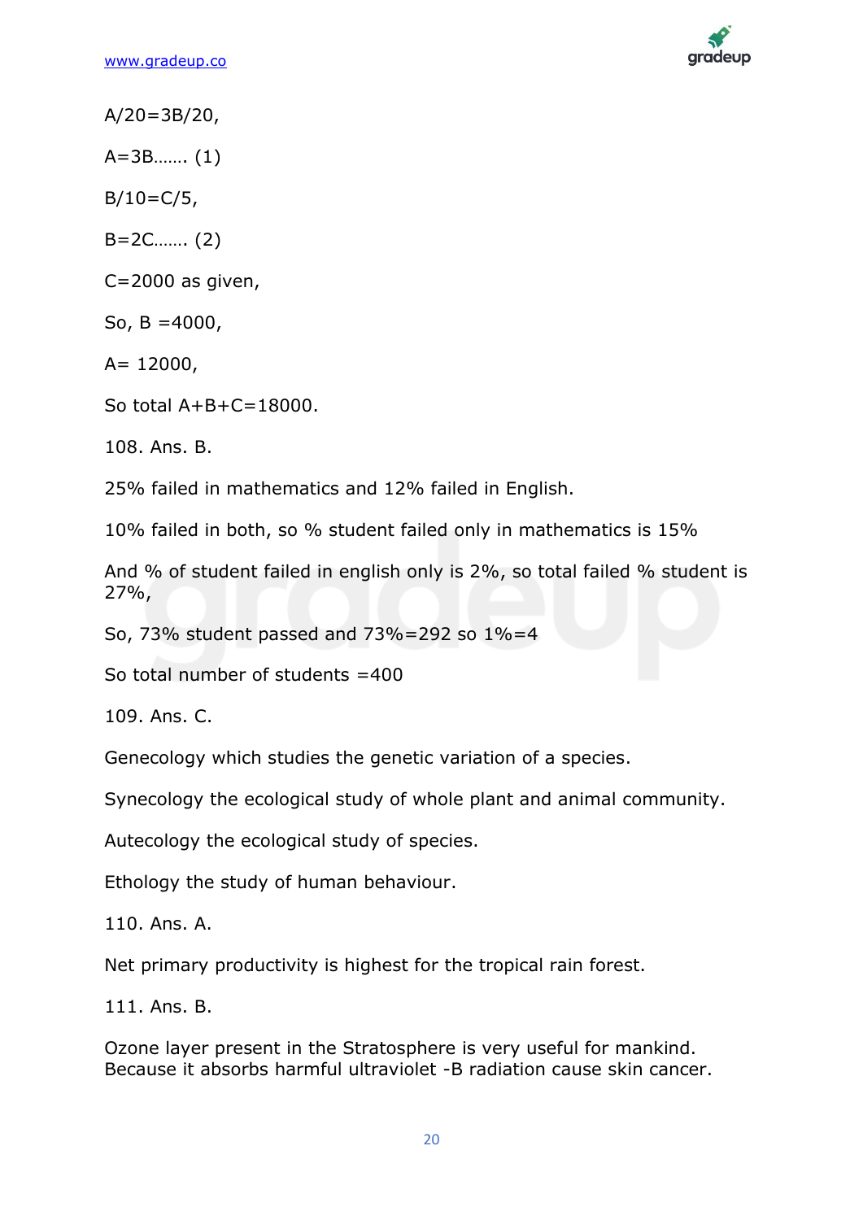$A/20=3B/20$,

$A=3B$……. (1)

$B/10=C/5$,

$B=2C$……. (2)

$C=2000$ as given,

So, $B = 4000$,

$A= 12000$,

So total $A+B+C=18000$.

108. Ans. B.

25% failed in mathematics and 12% failed in English.

10% failed in both, so % student failed only in mathematics is 15%

And % of student failed in english only is 2%, so total failed % student is 27%,

So, 73% student passed and 73%=292 so 1%=4

So total number of students =400

109. Ans. C.

Genecology which studies the genetic variation of a species.

Synecology the ecological study of whole plant and animal community.

Autecology the ecological study of species.

Ethology the study of human behaviour.

110. Ans. A.

Net primary productivity is highest for the tropical rain forest.

111. Ans. B.

Ozone layer present in the Stratosphere is very useful for mankind. Because it absorbs harmful ultraviolet -B radiation cause skin cancer.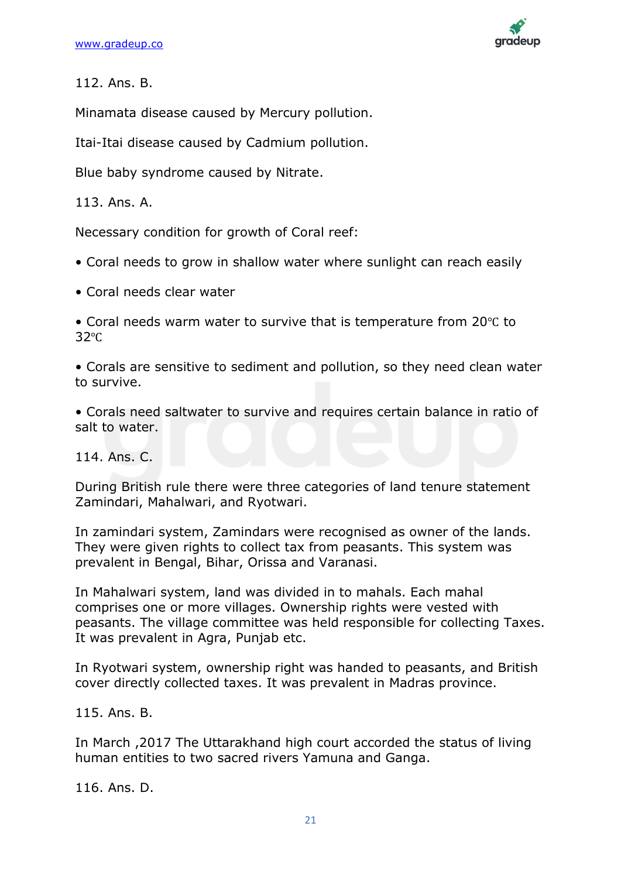112. Ans. B.

Minamata disease caused by Mercury pollution.

Itai-Itai disease caused by Cadmium pollution.

Blue baby syndrome caused by Nitrate.

113. Ans. A.

Necessary condition for growth of Coral reef:

• Coral needs to grow in shallow water where sunlight can reach easily

• Coral needs clear water

• Coral needs warm water to survive that is temperature from 20℃ to 32℃

• Corals are sensitive to sediment and pollution, so they need clean water to survive.

• Corals need saltwater to survive and requires certain balance in ratio of salt to water.

114. Ans. C.

During British rule there were three categories of land tenure statement Zamindari, Mahalwari, and Ryotwari.

In zamindari system, Zamindars were recognised as owner of the lands. They were given rights to collect tax from peasants. This system was prevalent in Bengal, Bihar, Orissa and Varanasi.

In Mahalwari system, land was divided in to mahals. Each mahal comprises one or more villages. Ownership rights were vested with peasants. The village committee was held responsible for collecting Taxes. It was prevalent in Agra, Punjab etc.

In Ryotwari system, ownership right was handed to peasants, and British cover directly collected taxes. It was prevalent in Madras province.

115. Ans. B.

In March ,2017 The Uttarakhand high court accorded the status of living human entities to two sacred rivers Yamuna and Ganga.

116. Ans. D.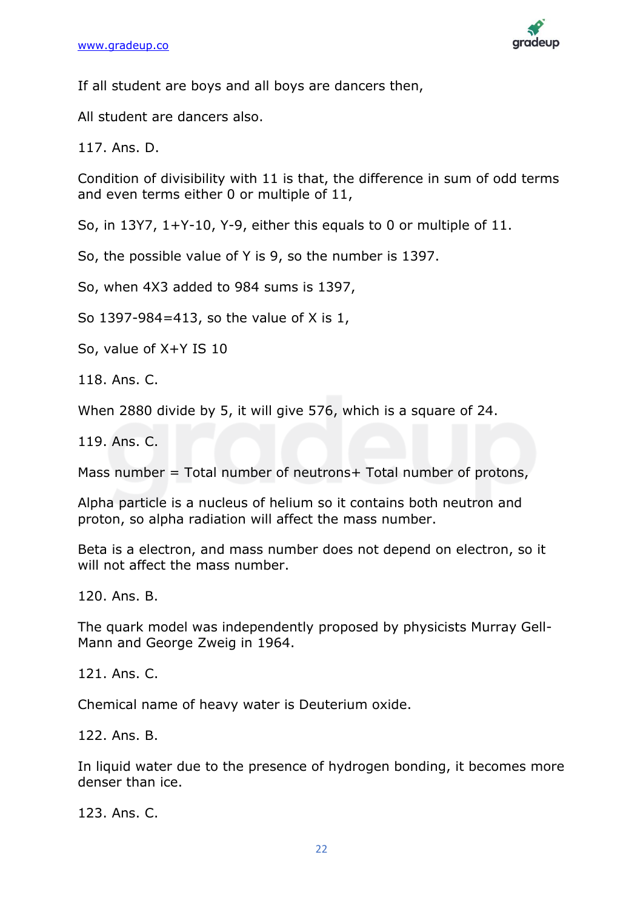If all student are boys and all boys are dancers then,

All student are dancers also.

117. Ans. D.

Condition of divisibility with 11 is that, the difference in sum of odd terms and even terms either 0 or multiple of 11,

So, in 13Y7, 1+Y-10, Y-9, either this equals to 0 or multiple of 11.

So, the possible value of Y is 9, so the number is 1397.

So, when 4X3 added to 984 sums is 1397,

So 1397-984=413, so the value of X is 1,

So, value of X+Y IS 10

118. Ans. C.

When 2880 divide by 5, it will give 576, which is a square of 24.

119. Ans. C.

Mass number = Total number of neutrons+ Total number of protons,

Alpha particle is a nucleus of helium so it contains both neutron and proton, so alpha radiation will affect the mass number.

Beta is a electron, and mass number does not depend on electron, so it will not affect the mass number.

120. Ans. B.

The quark model was independently proposed by physicists Murray Gell-Mann and George Zweig in 1964.

121. Ans. C.

Chemical name of heavy water is Deuterium oxide.

122. Ans. B.

In liquid water due to the presence of hydrogen bonding, it becomes more denser than ice.

123. Ans. C.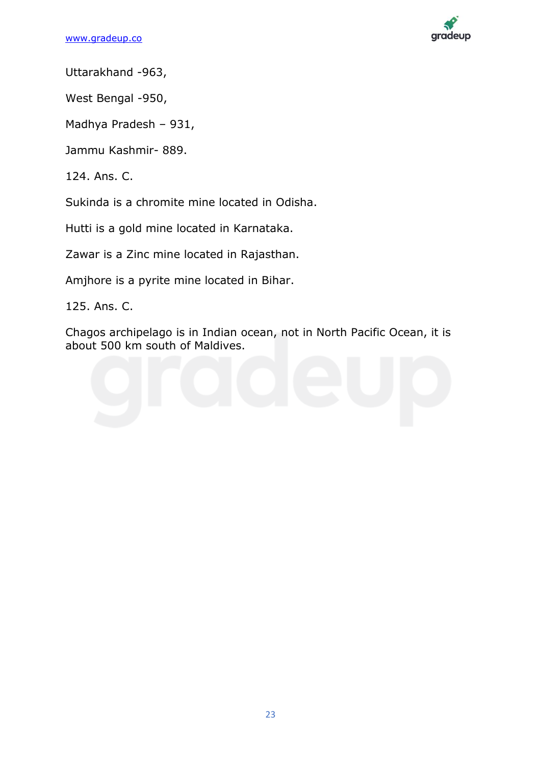Uttarakhand -963,

West Bengal -950,

Madhya Pradesh – 931,

Jammu Kashmir- 889.

124. Ans. C.

Sukinda is a chromite mine located in Odisha.

Hutti is a gold mine located in Karnataka.

Zawar is a Zinc mine located in Rajasthan.

Amjhore is a pyrite mine located in Bihar.

125. Ans. C.

Chagos archipelago is in Indian ocean, not in North Pacific Ocean, it is about 500 km south of Maldives.